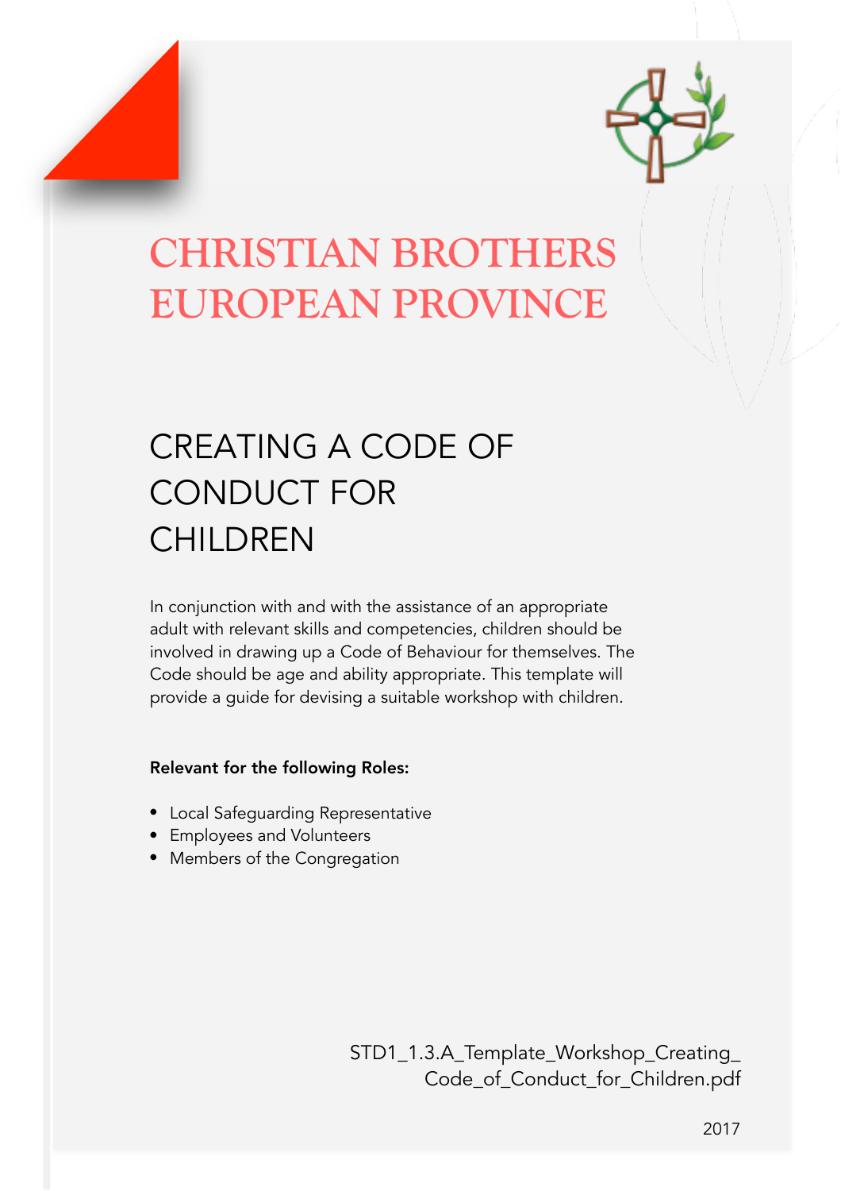# CHRISTIAN BROTHERS EUROPEAN PROVINCE

## CREATING A CODE OF CONDUCT FOR CHILDREN

In conjunction with and with the assistance of an appropriate adult with relevant skills and competencies, children should be involved in drawing up a Code of Behaviour for themselves. The Code should be age and ability appropriate. This template will provide a guide for devising a suitable workshop with children.

**Relevant for the following Roles:**

- Local Safeguarding Representative
- Employees and Volunteers
- Members of the Congregation

STD1_1.3.A_Template_Workshop_Creating_Code_of_Conduct_for_Children.pdf

2017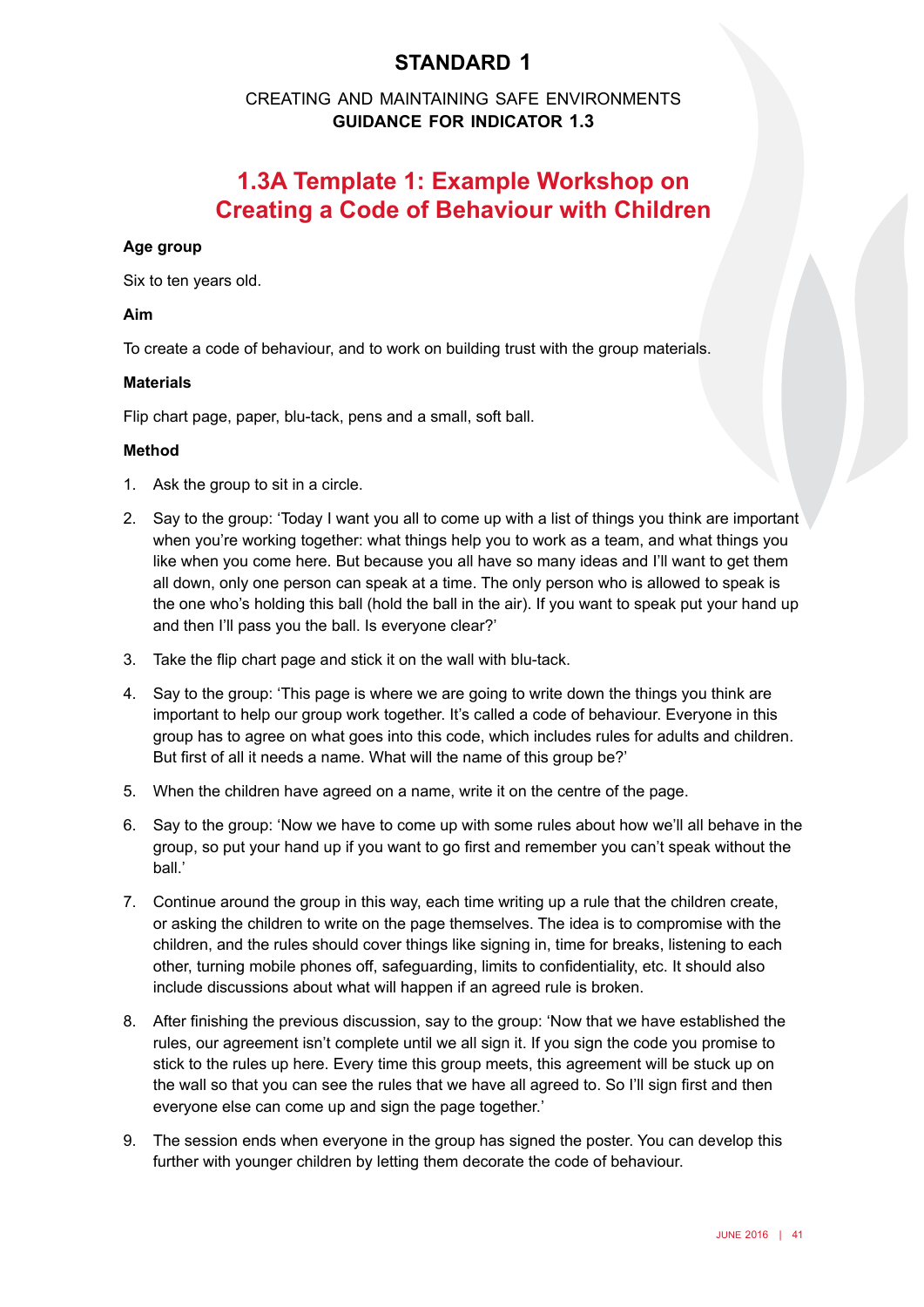# STANDARD 1

CREATING AND MAINTAINING SAFE ENVIRONMENTS
**GUIDANCE FOR INDICATOR 1.3**

## 1.3A Template 1: Example Workshop on Creating a Code of Behaviour with Children

**Age group**

Six to ten years old.

**Aim**

To create a code of behaviour, and to work on building trust with the group materials.

**Materials**

Flip chart page, paper, blu-tack, pens and a small, soft ball.

**Method**

1. Ask the group to sit in a circle.
2. Say to the group: 'Today I want you all to come up with a list of things you think are important when you're working together: what things help you to work as a team, and what things you like when you come here. But because you all have so many ideas and I'll want to get them all down, only one person can speak at a time. The only person who is allowed to speak is the one who's holding this ball (hold the ball in the air). If you want to speak put your hand up and then I'll pass you the ball. Is everyone clear?'
3. Take the flip chart page and stick it on the wall with blu-tack.
4. Say to the group: 'This page is where we are going to write down the things you think are important to help our group work together. It's called a code of behaviour. Everyone in this group has to agree on what goes into this code, which includes rules for adults and children. But first of all it needs a name. What will the name of this group be?'
5. When the children have agreed on a name, write it on the centre of the page.
6. Say to the group: 'Now we have to come up with some rules about how we'll all behave in the group, so put your hand up if you want to go first and remember you can't speak without the ball.'
7. Continue around the group in this way, each time writing up a rule that the children create, or asking the children to write on the page themselves. The idea is to compromise with the children, and the rules should cover things like signing in, time for breaks, listening to each other, turning mobile phones off, safeguarding, limits to confidentiality, etc. It should also include discussions about what will happen if an agreed rule is broken.
8. After finishing the previous discussion, say to the group: 'Now that we have established the rules, our agreement isn't complete until we all sign it. If you sign the code you promise to stick to the rules up here. Every time this group meets, this agreement will be stuck up on the wall so that you can see the rules that we have all agreed to. So I'll sign first and then everyone else can come up and sign the page together.'
9. The session ends when everyone in the group has signed the poster. You can develop this further with younger children by letting them decorate the code of behaviour.